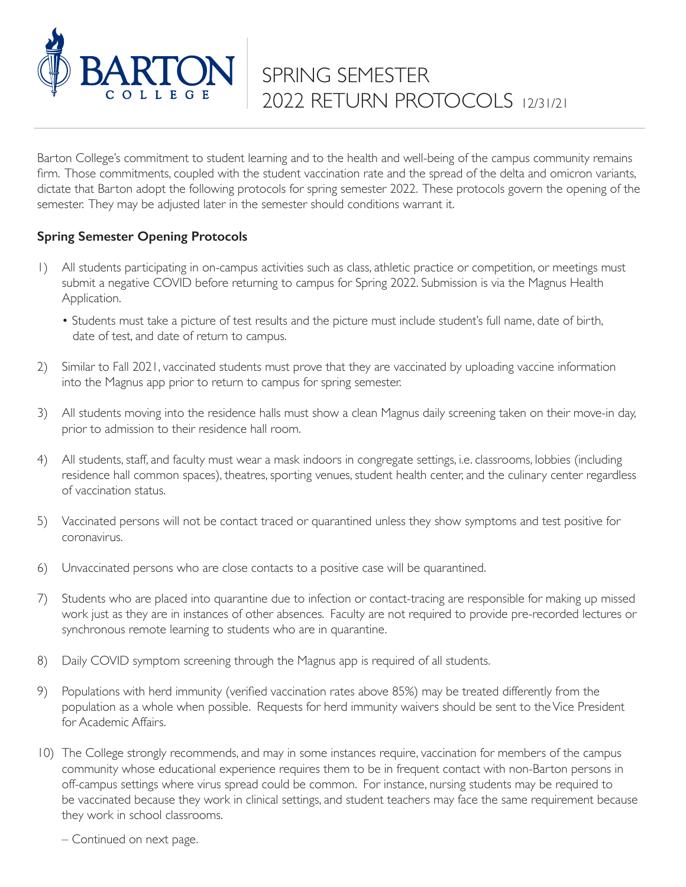BARTON COLLEGE

# SPRING SEMESTER 2022 RETURN PROTOCOLS 12/31/21

Barton College's commitment to student learning and to the health and well-being of the campus community remains firm. Those commitments, coupled with the student vaccination rate and the spread of the delta and omicron variants, dictate that Barton adopt the following protocols for spring semester 2022. These protocols govern the opening of the semester. They may be adjusted later in the semester should conditions warrant it.

**Spring Semester Opening Protocols**

1) All students participating in on-campus activities such as class, athletic practice or competition, or meetings must submit a negative COVID before returning to campus for Spring 2022. Submission is via the Magnus Health Application.
   - Students must take a picture of test results and the picture must include student's full name, date of birth, date of test, and date of return to campus.
2) Similar to Fall 2021, vaccinated students must prove that they are vaccinated by uploading vaccine information into the Magnus app prior to return to campus for spring semester.
3) All students moving into the residence halls must show a clean Magnus daily screening taken on their move-in day, prior to admission to their residence hall room.
4) All students, staff, and faculty must wear a mask indoors in congregate settings, i.e. classrooms, lobbies (including residence hall common spaces), theatres, sporting venues, student health center, and the culinary center regardless of vaccination status.
5) Vaccinated persons will not be contact traced or quarantined unless they show symptoms and test positive for coronavirus.
6) Unvaccinated persons who are close contacts to a positive case will be quarantined.
7) Students who are placed into quarantine due to infection or contact-tracing are responsible for making up missed work just as they are in instances of other absences. Faculty are not required to provide pre-recorded lectures or synchronous remote learning to students who are in quarantine.
8) Daily COVID symptom screening through the Magnus app is required of all students.
9) Populations with herd immunity (verified vaccination rates above 85%) may be treated differently from the population as a whole when possible. Requests for herd immunity waivers should be sent to the Vice President for Academic Affairs.
10) The College strongly recommends, and may in some instances require, vaccination for members of the campus community whose educational experience requires them to be in frequent contact with non-Barton persons in off-campus settings where virus spread could be common. For instance, nursing students may be required to be vaccinated because they work in clinical settings, and student teachers may face the same requirement because they work in school classrooms.

– Continued on next page.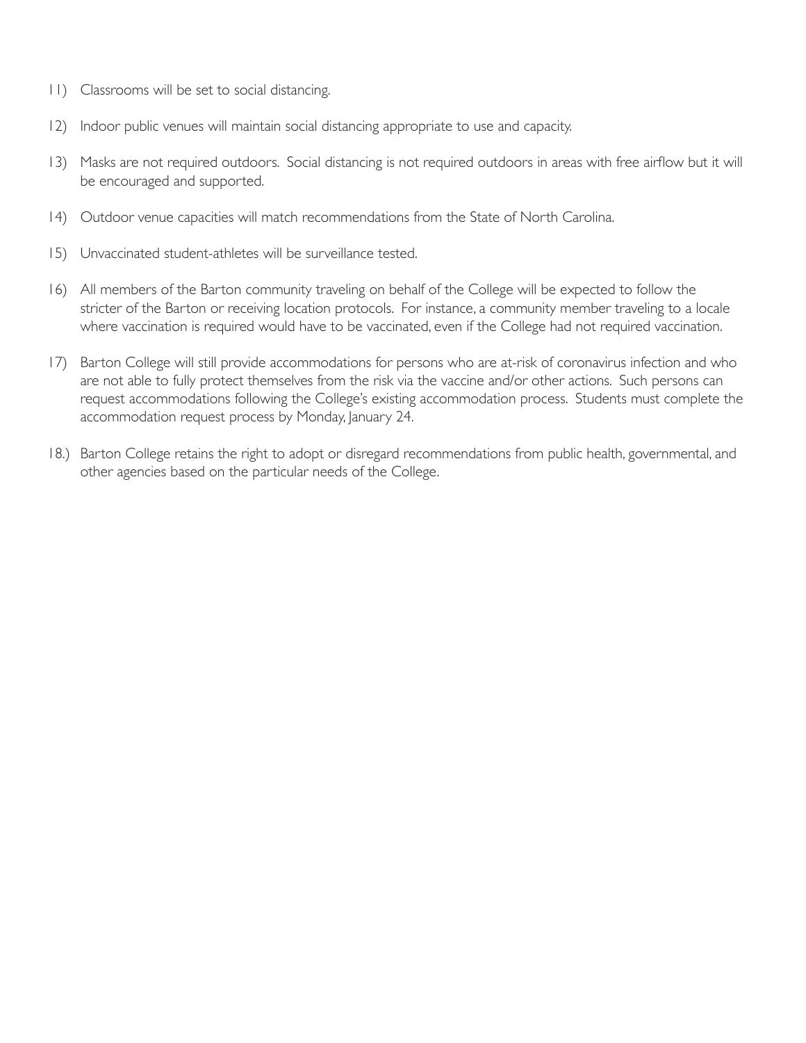11) Classrooms will be set to social distancing.

12) Indoor public venues will maintain social distancing appropriate to use and capacity.

13) Masks are not required outdoors. Social distancing is not required outdoors in areas with free airflow but it will be encouraged and supported.

14) Outdoor venue capacities will match recommendations from the State of North Carolina.

15) Unvaccinated student-athletes will be surveillance tested.

16) All members of the Barton community traveling on behalf of the College will be expected to follow the stricter of the Barton or receiving location protocols. For instance, a community member traveling to a locale where vaccination is required would have to be vaccinated, even if the College had not required vaccination.

17) Barton College will still provide accommodations for persons who are at-risk of coronavirus infection and who are not able to fully protect themselves from the risk via the vaccine and/or other actions. Such persons can request accommodations following the College's existing accommodation process. Students must complete the accommodation request process by Monday, January 24.

18.) Barton College retains the right to adopt or disregard recommendations from public health, governmental, and other agencies based on the particular needs of the College.